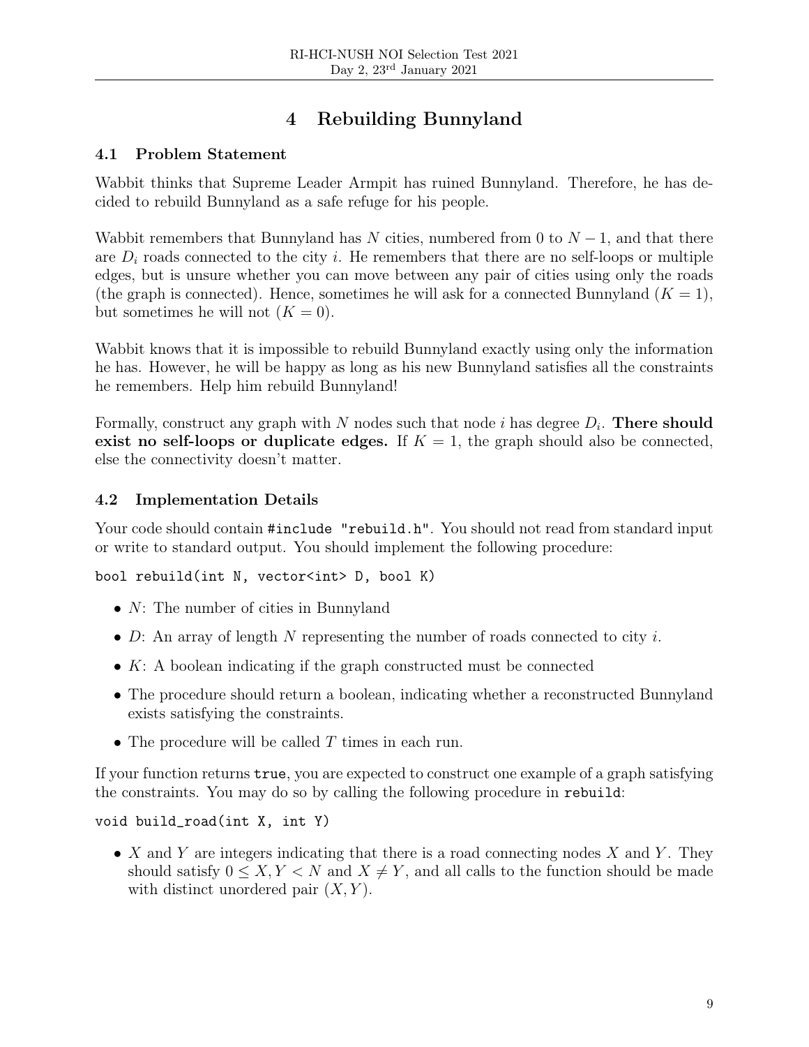# 4 Rebuilding Bunnyland

## 4.1 Problem Statement

Wabbit thinks that Supreme Leader Armpit has ruined Bunnyland. Therefore, he has decided to rebuild Bunnyland as a safe refuge for his people.

Wabbit remembers that Bunnyland has $N$ cities, numbered from 0 to $N-1$, and that there are $D_i$ roads connected to the city $i$. He remembers that there are no self-loops or multiple edges, but is unsure whether you can move between any pair of cities using only the roads (the graph is connected). Hence, sometimes he will ask for a connected Bunnyland ($K = 1$), but sometimes he will not ($K = 0$).

Wabbit knows that it is impossible to rebuild Bunnyland exactly using only the information he has. However, he will be happy as long as his new Bunnyland satisfies all the constraints he remembers. Help him rebuild Bunnyland!

Formally, construct any graph with $N$ nodes such that node $i$ has degree $D_i$. **There should exist no self-loops or duplicate edges.** If $K = 1$, the graph should also be connected, else the connectivity doesn't matter.

## 4.2 Implementation Details

Your code should contain `#include "rebuild.h"`. You should not read from standard input or write to standard output. You should implement the following procedure:

```
bool rebuild(int N, vector<int> D, bool K)
```

- $N$: The number of cities in Bunnyland
- $D$: An array of length $N$ representing the number of roads connected to city $i$.
- $K$: A boolean indicating if the graph constructed must be connected
- The procedure should return a boolean, indicating whether a reconstructed Bunnyland exists satisfying the constraints.
- The procedure will be called $T$ times in each run.

If your function returns `true`, you are expected to construct one example of a graph satisfying the constraints. You may do so by calling the following procedure in `rebuild`:

```
void build_road(int X, int Y)
```

- $X$ and $Y$ are integers indicating that there is a road connecting nodes $X$ and $Y$. They should satisfy $0 \leq X, Y < N$ and $X \neq Y$, and all calls to the function should be made with distinct unordered pair $(X, Y)$.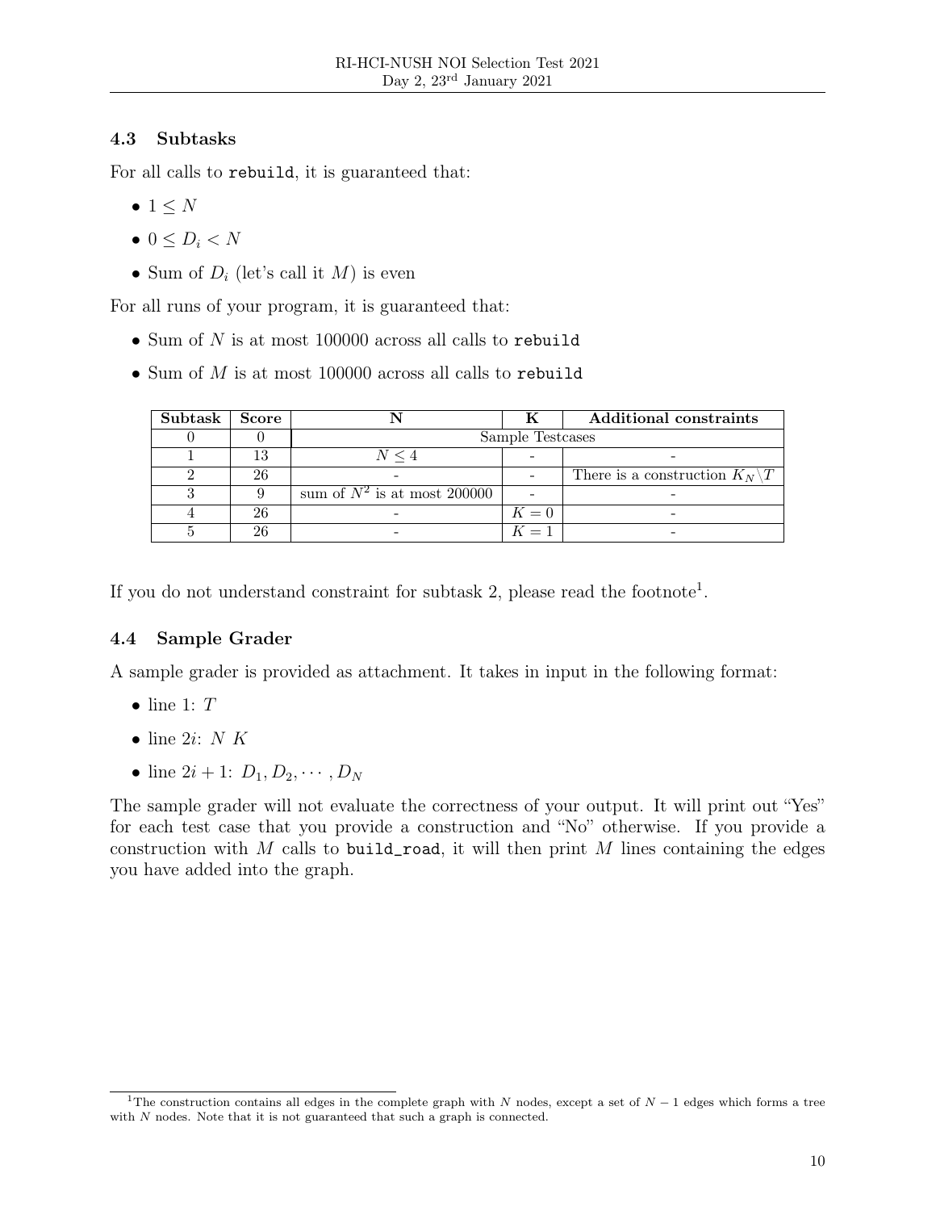### 4.3 Subtasks

For all calls to `rebuild`, it is guaranteed that:

- $1 \leq N$
- $0 \leq D_i < N$
- Sum of $D_i$ (let's call it $M$) is even

For all runs of your program, it is guaranteed that:

- Sum of $N$ is at most 100000 across all calls to `rebuild`
- Sum of $M$ is at most 100000 across all calls to `rebuild`

| Subtask | Score | N | K | Additional constraints |
|---|---|---|---|---|
| 0 | 0 | Sample Testcases | | |
| 1 | 13 | $N \leq 4$ | - | - |
| 2 | 26 | - | - | There is a construction $K_N \backslash T$ |
| 3 | 9 | sum of $N^2$ is at most 200000 | - | - |
| 4 | 26 | - | $K = 0$ | - |
| 5 | 26 | - | $K = 1$ | - |

If you do not understand constraint for subtask 2, please read the footnote[1].

### 4.4 Sample Grader

A sample grader is provided as attachment. It takes in input in the following format:

- line 1: $T$
- line $2i$: $N$ $K$
- line $2i + 1$: $D_1, D_2, \cdots, D_N$

The sample grader will not evaluate the correctness of your output. It will print out "Yes" for each test case that you provide a construction and "No" otherwise. If you provide a construction with $M$ calls to `build_road`, it will then print $M$ lines containing the edges you have added into the graph.

[1] The construction contains all edges in the complete graph with $N$ nodes, except a set of $N - 1$ edges which forms a tree with $N$ nodes. Note that it is not guaranteed that such a graph is connected.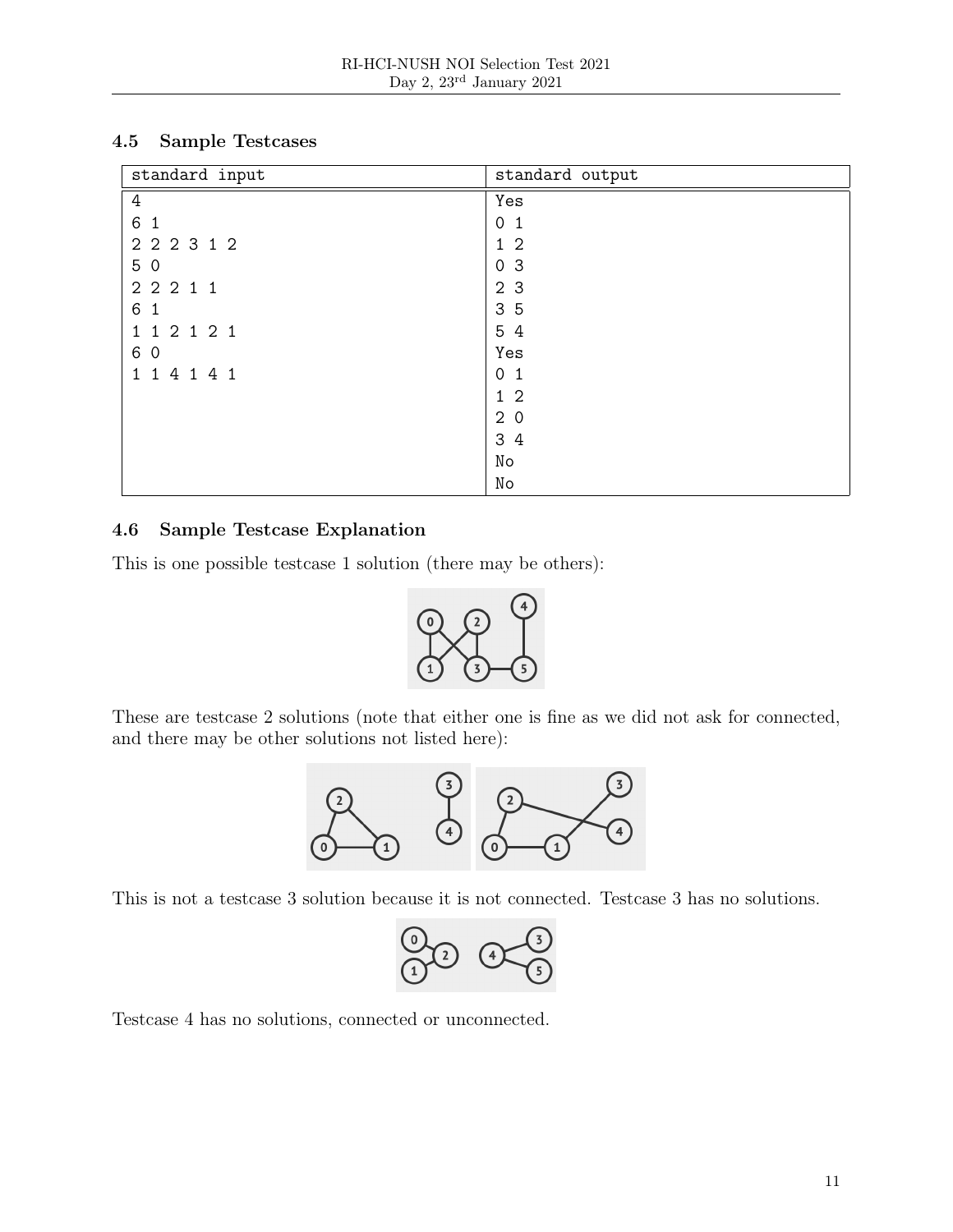### 4.5 Sample Testcases

| standard input | standard output |
|---|---|
| 4<br>6 1<br>2 2 2 3 1 2<br>5 0<br>2 2 2 1 1<br>6 1<br>1 1 2 1 2 1<br>6 0<br>1 1 4 1 4 1 | Yes<br>0 1<br>1 2<br>0 3<br>2 3<br>3 5<br>5 4<br>Yes<br>0 1<br>1 2<br>2 0<br>3 4<br>No<br>No |

### 4.6 Sample Testcase Explanation

This is one possible testcase 1 solution (there may be others):

These are testcase 2 solutions (note that either one is fine as we did not ask for connected, and there may be other solutions not listed here):

This is not a testcase 3 solution because it is not connected. Testcase 3 has no solutions.

Testcase 4 has no solutions, connected or unconnected.